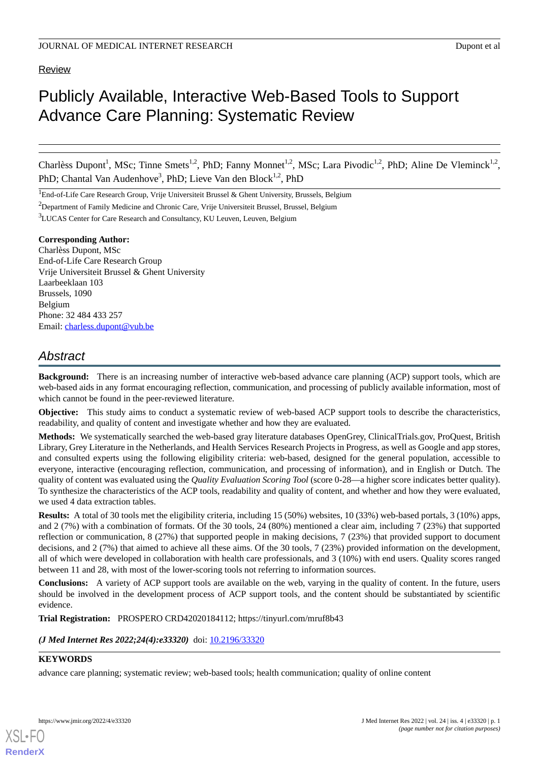Review

# Publicly Available, Interactive Web-Based Tools to Support Advance Care Planning: Systematic Review

Charlèss Dupont[1], MSc; Tinne Smets[1,2], PhD; Fanny Monnet[1,2], MSc; Lara Pivodic[1,2], PhD; Aline De Vleminck[1,2], PhD; Chantal Van Audenhove[3], PhD; Lieve Van den Block[1,2], PhD

[1]End-of-Life Care Research Group, Vrije Universiteit Brussel & Ghent University, Brussels, Belgium

[2]Department of Family Medicine and Chronic Care, Vrije Universiteit Brussel, Brussel, Belgium

[3]LUCAS Center for Care Research and Consultancy, KU Leuven, Leuven, Belgium

**Corresponding Author:**
Charlèss Dupont, MSc
End-of-Life Care Research Group
Vrije Universiteit Brussel & Ghent University
Laarbeeklaan 103
Brussels, 1090
Belgium
Phone: 32 484 433 257
Email: charless.dupont@vub.be

## Abstract

**Background:** There is an increasing number of interactive web-based advance care planning (ACP) support tools, which are web-based aids in any format encouraging reflection, communication, and processing of publicly available information, most of which cannot be found in the peer-reviewed literature.

**Objective:** This study aims to conduct a systematic review of web-based ACP support tools to describe the characteristics, readability, and quality of content and investigate whether and how they are evaluated.

**Methods:** We systematically searched the web-based gray literature databases OpenGrey, ClinicalTrials.gov, ProQuest, British Library, Grey Literature in the Netherlands, and Health Services Research Projects in Progress, as well as Google and app stores, and consulted experts using the following eligibility criteria: web-based, designed for the general population, accessible to everyone, interactive (encouraging reflection, communication, and processing of information), and in English or Dutch. The quality of content was evaluated using the *Quality Evaluation Scoring Tool* (score 0-28—a higher score indicates better quality). To synthesize the characteristics of the ACP tools, readability and quality of content, and whether and how they were evaluated, we used 4 data extraction tables.

**Results:** A total of 30 tools met the eligibility criteria, including 15 (50%) websites, 10 (33%) web-based portals, 3 (10%) apps, and 2 (7%) with a combination of formats. Of the 30 tools, 24 (80%) mentioned a clear aim, including 7 (23%) that supported reflection or communication, 8 (27%) that supported people in making decisions, 7 (23%) that provided support to document decisions, and 2 (7%) that aimed to achieve all these aims. Of the 30 tools, 7 (23%) provided information on the development, all of which were developed in collaboration with health care professionals, and 3 (10%) with end users. Quality scores ranged between 11 and 28, with most of the lower-scoring tools not referring to information sources.

**Conclusions:** A variety of ACP support tools are available on the web, varying in the quality of content. In the future, users should be involved in the development process of ACP support tools, and the content should be substantiated by scientific evidence.

**Trial Registration:** PROSPERO CRD42020184112; https://tinyurl.com/mruf8b43

***(J Med Internet Res 2022;24(4):e33320)*** doi: 10.2196/33320

**KEYWORDS**

advance care planning; systematic review; web-based tools; health communication; quality of online content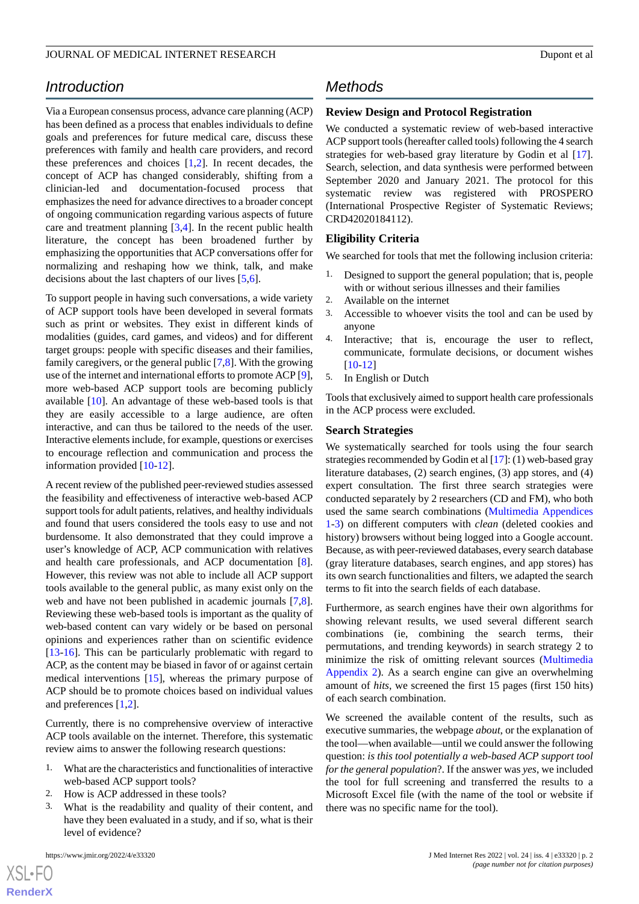## Introduction

Via a European consensus process, advance care planning (ACP) has been defined as a process that enables individuals to define goals and preferences for future medical care, discuss these preferences with family and health care providers, and record these preferences and choices [1,2]. In recent decades, the concept of ACP has changed considerably, shifting from a clinician-led and documentation-focused process that emphasizes the need for advance directives to a broader concept of ongoing communication regarding various aspects of future care and treatment planning [3,4]. In the recent public health literature, the concept has been broadened further by emphasizing the opportunities that ACP conversations offer for normalizing and reshaping how we think, talk, and make decisions about the last chapters of our lives [5,6].

To support people in having such conversations, a wide variety of ACP support tools have been developed in several formats such as print or websites. They exist in different kinds of modalities (guides, card games, and videos) and for different target groups: people with specific diseases and their families, family caregivers, or the general public [7,8]. With the growing use of the internet and international efforts to promote ACP [9], more web-based ACP support tools are becoming publicly available [10]. An advantage of these web-based tools is that they are easily accessible to a large audience, are often interactive, and can thus be tailored to the needs of the user. Interactive elements include, for example, questions or exercises to encourage reflection and communication and process the information provided [10-12].

A recent review of the published peer-reviewed studies assessed the feasibility and effectiveness of interactive web-based ACP support tools for adult patients, relatives, and healthy individuals and found that users considered the tools easy to use and not burdensome. It also demonstrated that they could improve a user's knowledge of ACP, ACP communication with relatives and health care professionals, and ACP documentation [8]. However, this review was not able to include all ACP support tools available to the general public, as many exist only on the web and have not been published in academic journals [7,8]. Reviewing these web-based tools is important as the quality of web-based content can vary widely or be based on personal opinions and experiences rather than on scientific evidence [13-16]. This can be particularly problematic with regard to ACP, as the content may be biased in favor of or against certain medical interventions [15], whereas the primary purpose of ACP should be to promote choices based on individual values and preferences [1,2].

Currently, there is no comprehensive overview of interactive ACP tools available on the internet. Therefore, this systematic review aims to answer the following research questions:

1. What are the characteristics and functionalities of interactive web-based ACP support tools?
2. How is ACP addressed in these tools?
3. What is the readability and quality of their content, and have they been evaluated in a study, and if so, what is their level of evidence?

## Methods

### Review Design and Protocol Registration

We conducted a systematic review of web-based interactive ACP support tools (hereafter called tools) following the 4 search strategies recommended for web-based gray literature by Godin et al [17]. Search, selection, and data synthesis were performed between September 2020 and January 2021. The protocol for this systematic review was registered with PROSPERO (International Prospective Register of Systematic Reviews; CRD42020184112).

### Eligibility Criteria

We searched for tools that met the following inclusion criteria:

1. Designed to support the general population; that is, people with or without serious illnesses and their families
2. Available on the internet
3. Accessible to whoever visits the tool and can be used by anyone
4. Interactive; that is, encourage the user to reflect, communicate, formulate decisions, or document wishes [10-12]
5. In English or Dutch

Tools that exclusively aimed to support health care professionals in the ACP process were excluded.

### Search Strategies

We systematically searched for tools using the four search strategies recommended by Godin et al [17]: (1) web-based gray literature databases, (2) search engines, (3) app stores, and (4) expert consultation. The first three search strategies were conducted separately by 2 researchers (CD and FM), who both used the same search combinations (Multimedia Appendices 1-3) on different computers with *clean* (deleted cookies and history) browsers without being logged into a Google account. Because, as with peer-reviewed databases, every search database (gray literature databases, search engines, and app stores) has its own search functionalities and filters, we adapted the search terms to fit into the search fields of each database.

Furthermore, as search engines have their own algorithms for showing relevant results, we used several different search combinations (ie, combining the search terms, their permutations, and trending keywords) in search strategy 2 to minimize the risk of omitting relevant sources (Multimedia Appendix 2). As a search engine can give an overwhelming amount of *hits*, we screened the first 15 pages (first 150 hits) of each search combination.

We screened the available content of the results, such as executive summaries, the webpage *about*, or the explanation of the tool—when available—until we could answer the following question: *is this tool potentially a web-based ACP support tool for the general population*?. If the answer was *yes*, we included the tool for full screening and transferred the results to a Microsoft Excel file (with the name of the tool or website if there was no specific name for the tool).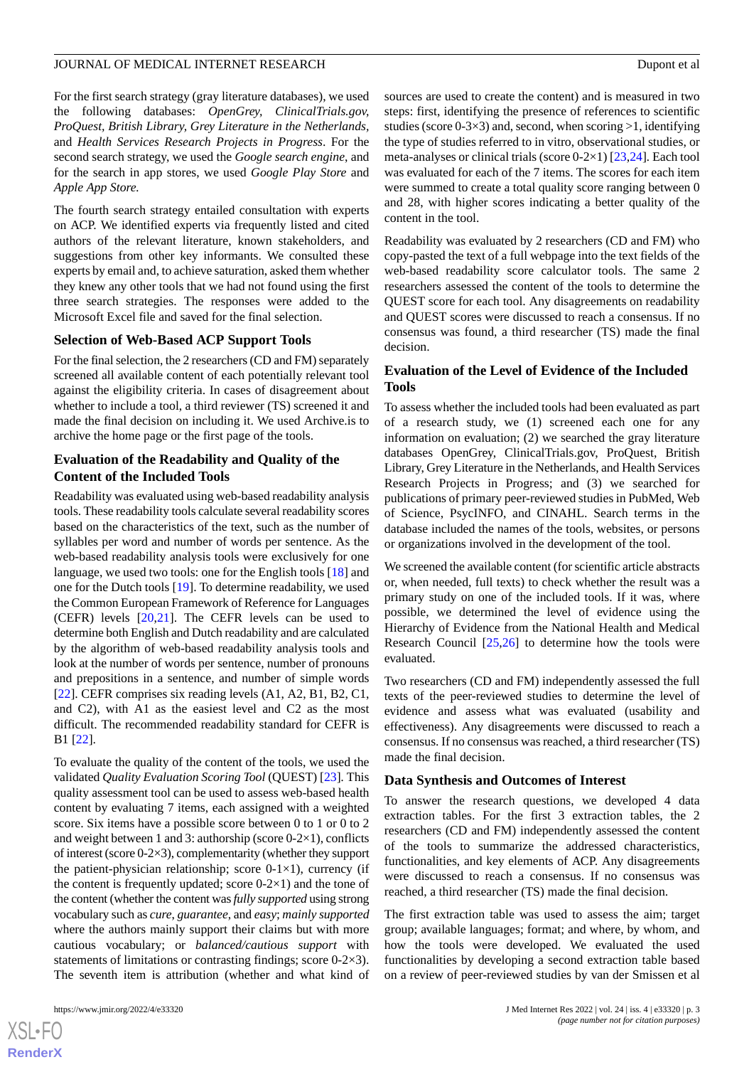For the first search strategy (gray literature databases), we used the following databases: *OpenGrey*, *ClinicalTrials.gov*, *ProQuest*, *British Library*, *Grey Literature in the Netherlands*, and *Health Services Research Projects in Progress*. For the second search strategy, we used the *Google search engine*, and for the search in app stores, we used *Google Play Store* and *Apple App Store.*

The fourth search strategy entailed consultation with experts on ACP. We identified experts via frequently listed and cited authors of the relevant literature, known stakeholders, and suggestions from other key informants. We consulted these experts by email and, to achieve saturation, asked them whether they knew any other tools that we had not found using the first three search strategies. The responses were added to the Microsoft Excel file and saved for the final selection.

### Selection of Web-Based ACP Support Tools

For the final selection, the 2 researchers (CD and FM) separately screened all available content of each potentially relevant tool against the eligibility criteria. In cases of disagreement about whether to include a tool, a third reviewer (TS) screened it and made the final decision on including it. We used Archive.is to archive the home page or the first page of the tools.

### Evaluation of the Readability and Quality of the Content of the Included Tools

Readability was evaluated using web-based readability analysis tools. These readability tools calculate several readability scores based on the characteristics of the text, such as the number of syllables per word and number of words per sentence. As the web-based readability analysis tools were exclusively for one language, we used two tools: one for the English tools [18] and one for the Dutch tools [19]. To determine readability, we used the Common European Framework of Reference for Languages (CEFR) levels [20,21]. The CEFR levels can be used to determine both English and Dutch readability and are calculated by the algorithm of web-based readability analysis tools and look at the number of words per sentence, number of pronouns and prepositions in a sentence, and number of simple words [22]. CEFR comprises six reading levels (A1, A2, B1, B2, C1, and C2), with A1 as the easiest level and C2 as the most difficult. The recommended readability standard for CEFR is B1 [22].

To evaluate the quality of the content of the tools, we used the validated *Quality Evaluation Scoring Tool* (QUEST) [23]. This quality assessment tool can be used to assess web-based health content by evaluating 7 items, each assigned with a weighted score. Six items have a possible score between 0 to 1 or 0 to 2 and weight between 1 and 3: authorship (score 0-2×1), conflicts of interest (score 0-2×3), complementarity (whether they support the patient-physician relationship; score 0-1×1), currency (if the content is frequently updated; score 0-2×1) and the tone of the content (whether the content was *fully supported* using strong vocabulary such as *cure*, *guarantee*, and *easy*; *mainly supported* where the authors mainly support their claims but with more cautious vocabulary; or *balanced/cautious support* with statements of limitations or contrasting findings; score 0-2×3). The seventh item is attribution (whether and what kind of sources are used to create the content) and is measured in two steps: first, identifying the presence of references to scientific studies (score 0-3×3) and, second, when scoring >1, identifying the type of studies referred to in vitro, observational studies, or meta-analyses or clinical trials (score 0-2×1) [23,24]. Each tool was evaluated for each of the 7 items. The scores for each item were summed to create a total quality score ranging between 0 and 28, with higher scores indicating a better quality of the content in the tool.

Readability was evaluated by 2 researchers (CD and FM) who copy-pasted the text of a full webpage into the text fields of the web-based readability score calculator tools. The same 2 researchers assessed the content of the tools to determine the QUEST score for each tool. Any disagreements on readability and QUEST scores were discussed to reach a consensus. If no consensus was found, a third researcher (TS) made the final decision.

### Evaluation of the Level of Evidence of the Included Tools

To assess whether the included tools had been evaluated as part of a research study, we (1) screened each one for any information on evaluation; (2) we searched the gray literature databases OpenGrey, ClinicalTrials.gov, ProQuest, British Library, Grey Literature in the Netherlands, and Health Services Research Projects in Progress; and (3) we searched for publications of primary peer-reviewed studies in PubMed, Web of Science, PsycINFO, and CINAHL. Search terms in the database included the names of the tools, websites, or persons or organizations involved in the development of the tool.

We screened the available content (for scientific article abstracts or, when needed, full texts) to check whether the result was a primary study on one of the included tools. If it was, where possible, we determined the level of evidence using the Hierarchy of Evidence from the National Health and Medical Research Council [25,26] to determine how the tools were evaluated.

Two researchers (CD and FM) independently assessed the full texts of the peer-reviewed studies to determine the level of evidence and assess what was evaluated (usability and effectiveness). Any disagreements were discussed to reach a consensus. If no consensus was reached, a third researcher (TS) made the final decision.

### Data Synthesis and Outcomes of Interest

To answer the research questions, we developed 4 data extraction tables. For the first 3 extraction tables, the 2 researchers (CD and FM) independently assessed the content of the tools to summarize the addressed characteristics, functionalities, and key elements of ACP. Any disagreements were discussed to reach a consensus. If no consensus was reached, a third researcher (TS) made the final decision.

The first extraction table was used to assess the aim; target group; available languages; format; and where, by whom, and how the tools were developed. We evaluated the used functionalities by developing a second extraction table based on a review of peer-reviewed studies by van der Smissen et al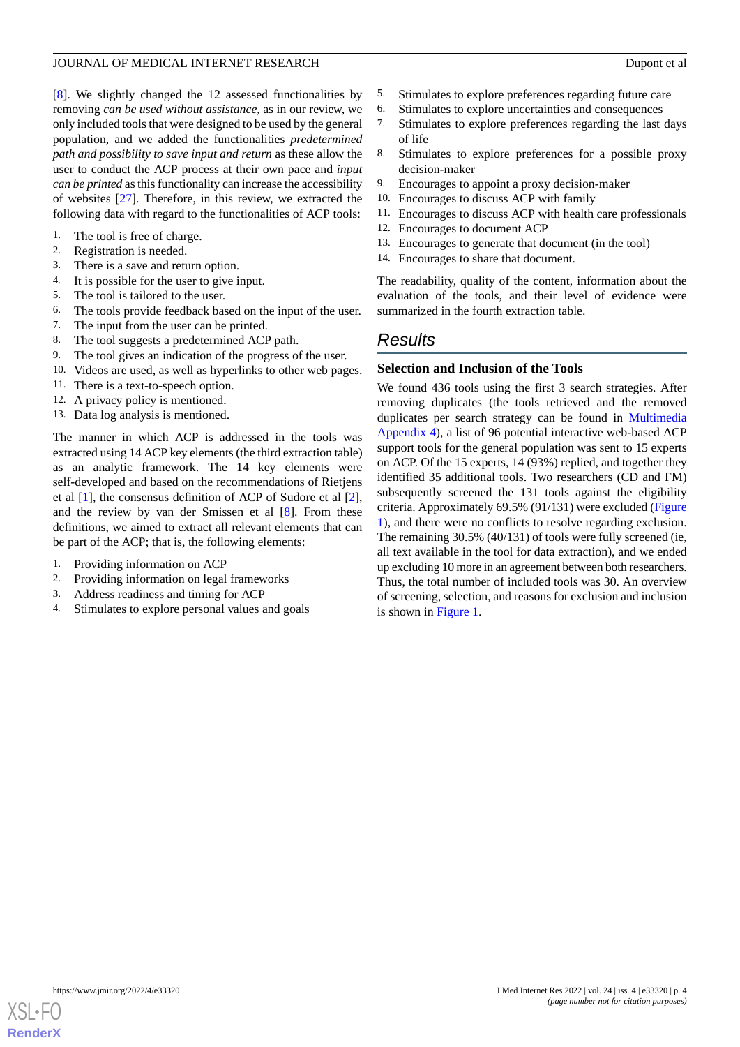[8]. We slightly changed the 12 assessed functionalities by removing *can be used without assistance,* as in our review, we only included tools that were designed to be used by the general population, and we added the functionalities *predetermined path and possibility to save input and return* as these allow the user to conduct the ACP process at their own pace and *input can be printed* as this functionality can increase the accessibility of websites [27]. Therefore, in this review, we extracted the following data with regard to the functionalities of ACP tools:

1. The tool is free of charge.
2. Registration is needed.
3. There is a save and return option.
4. It is possible for the user to give input.
5. The tool is tailored to the user.
6. The tools provide feedback based on the input of the user.
7. The input from the user can be printed.
8. The tool suggests a predetermined ACP path.
9. The tool gives an indication of the progress of the user.
10. Videos are used, as well as hyperlinks to other web pages.
11. There is a text-to-speech option.
12. A privacy policy is mentioned.
13. Data log analysis is mentioned.

The manner in which ACP is addressed in the tools was extracted using 14 ACP key elements (the third extraction table) as an analytic framework. The 14 key elements were self-developed and based on the recommendations of Rietjens et al [1], the consensus definition of ACP of Sudore et al [2], and the review by van der Smissen et al [8]. From these definitions, we aimed to extract all relevant elements that can be part of the ACP; that is, the following elements:

1. Providing information on ACP
2. Providing information on legal frameworks
3. Address readiness and timing for ACP
4. Stimulates to explore personal values and goals
5. Stimulates to explore preferences regarding future care
6. Stimulates to explore uncertainties and consequences
7. Stimulates to explore preferences regarding the last days of life
8. Stimulates to explore preferences for a possible proxy decision-maker
9. Encourages to appoint a proxy decision-maker
10. Encourages to discuss ACP with family
11. Encourages to discuss ACP with health care professionals
12. Encourages to document ACP
13. Encourages to generate that document (in the tool)
14. Encourages to share that document.

The readability, quality of the content, information about the evaluation of the tools, and their level of evidence were summarized in the fourth extraction table.

## Results

### Selection and Inclusion of the Tools

We found 436 tools using the first 3 search strategies. After removing duplicates (the tools retrieved and the removed duplicates per search strategy can be found in Multimedia Appendix 4), a list of 96 potential interactive web-based ACP support tools for the general population was sent to 15 experts on ACP. Of the 15 experts, 14 (93%) replied, and together they identified 35 additional tools. Two researchers (CD and FM) subsequently screened the 131 tools against the eligibility criteria. Approximately 69.5% (91/131) were excluded (Figure 1), and there were no conflicts to resolve regarding exclusion. The remaining 30.5% (40/131) of tools were fully screened (ie, all text available in the tool for data extraction), and we ended up excluding 10 more in an agreement between both researchers. Thus, the total number of included tools was 30. An overview of screening, selection, and reasons for exclusion and inclusion is shown in Figure 1.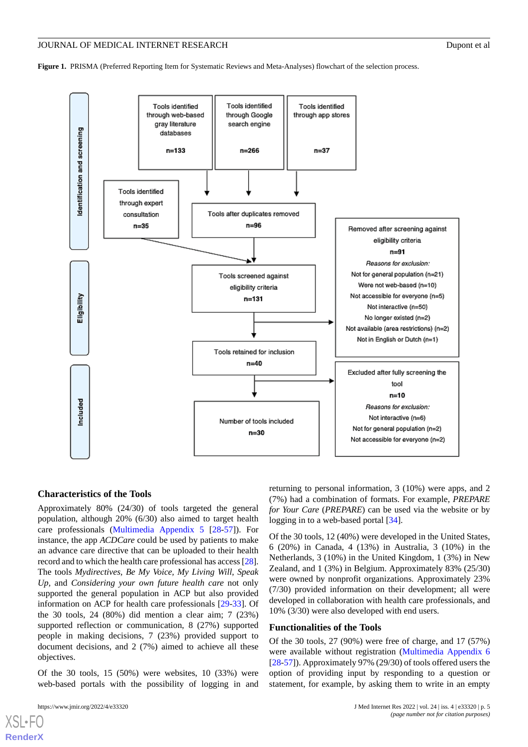**Figure 1.** PRISMA (Preferred Reporting Item for Systematic Reviews and Meta-Analyses) flowchart of the selection process.

Identification and screening

Tools identified through web-based gray literature databases n=133

Tools identified through Google search engine n=266

Tools identified through app stores n=37

Tools identified through expert consultation n=35

Tools after duplicates removed n=96

Eligibility

Tools screened against eligibility criteria n=131

Removed after screening against eligibility criteria n=91
*Reasons for exclusion:*
Not for general population (n=21)
Were not web-based (n=10)
Not accessible for everyone (n=5)
Not interactive (n=50)
No longer existed (n=2)
Not available (area restrictions) (n=2)
Not in English or Dutch (n=1)

Tools retained for inclusion n=40

Included

Excluded after fully screening the tool n=10
*Reasons for exclusion:*
Not interactive (n=6)
Not for general population (n=2)
Not accessible for everyone (n=2)

Number of tools included n=30

### Characteristics of the Tools

Approximately 80% (24/30) of tools targeted the general population, although 20% (6/30) also aimed to target health care professionals (Multimedia Appendix 5 [28-57]). For instance, the app *ACDCare* could be used by patients to make an advance care directive that can be uploaded to their health record and to which the health care professional has access [28]. The tools *Mydirectives, Be My Voice, My Living Will, Speak Up,* and *Considering your own future health care* not only supported the general population in ACP but also provided information on ACP for health care professionals [29-33]. Of the 30 tools, 24 (80%) did mention a clear aim; 7 (23%) supported reflection or communication, 8 (27%) supported people in making decisions, 7 (23%) provided support to document decisions, and 2 (7%) aimed to achieve all these objectives.

Of the 30 tools, 15 (50%) were websites, 10 (33%) were web-based portals with the possibility of logging in and returning to personal information, 3 (10%) were apps, and 2 (7%) had a combination of formats. For example, *PREPARE for Your Care* (*PREPARE*) can be used via the website or by logging in to a web-based portal [34].

Of the 30 tools, 12 (40%) were developed in the United States, 6 (20%) in Canada, 4 (13%) in Australia, 3 (10%) in the Netherlands, 3 (10%) in the United Kingdom, 1 (3%) in New Zealand, and 1 (3%) in Belgium. Approximately 83% (25/30) were owned by nonprofit organizations. Approximately 23% (7/30) provided information on their development; all were developed in collaboration with health care professionals, and 10% (3/30) were also developed with end users.

### Functionalities of the Tools

Of the 30 tools, 27 (90%) were free of charge, and 17 (57%) were available without registration (Multimedia Appendix 6 [28-57]). Approximately 97% (29/30) of tools offered users the option of providing input by responding to a question or statement, for example, by asking them to write in an empty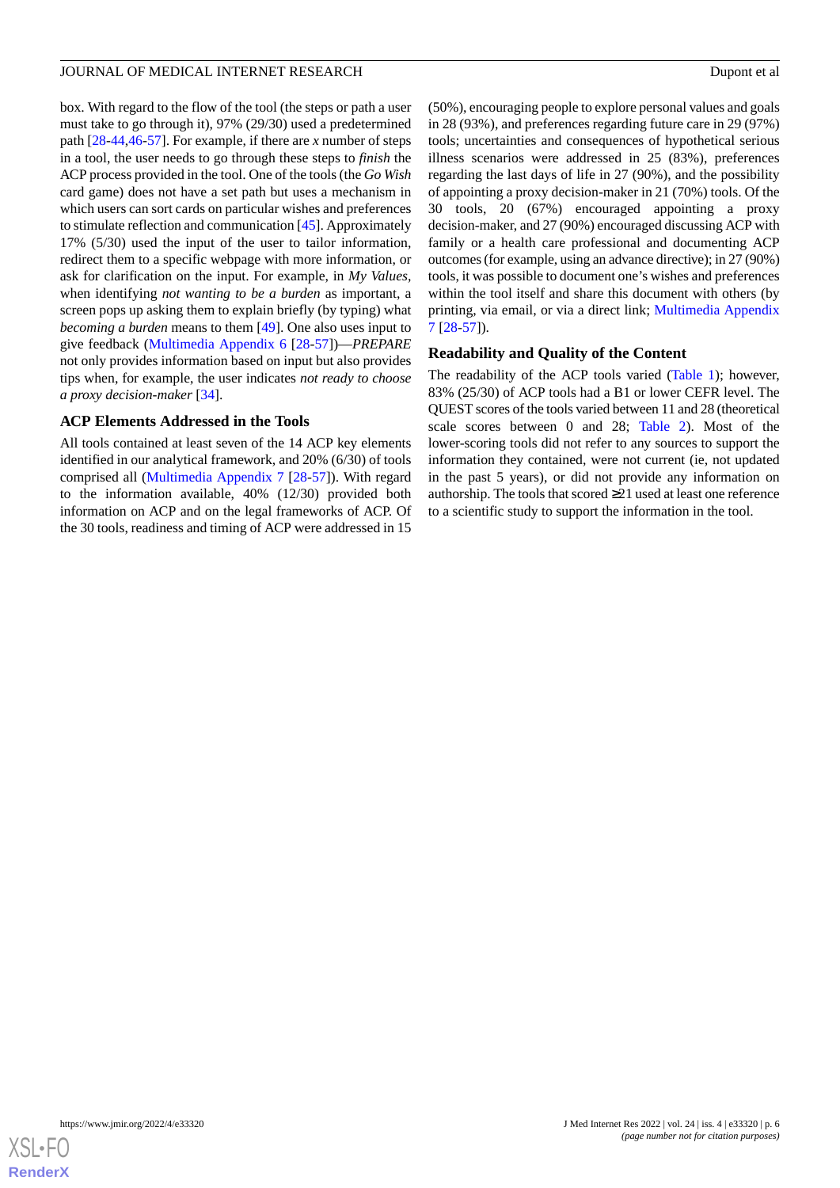box. With regard to the flow of the tool (the steps or path a user must take to go through it), 97% (29/30) used a predetermined path [28-44,46-57]. For example, if there are *x* number of steps in a tool, the user needs to go through these steps to *finish* the ACP process provided in the tool. One of the tools (the *Go Wish* card game) does not have a set path but uses a mechanism in which users can sort cards on particular wishes and preferences to stimulate reflection and communication [45]. Approximately 17% (5/30) used the input of the user to tailor information, redirect them to a specific webpage with more information, or ask for clarification on the input. For example, in *My Values*, when identifying *not wanting to be a burden* as important, a screen pops up asking them to explain briefly (by typing) what *becoming a burden* means to them [49]. One also uses input to give feedback (Multimedia Appendix 6 [28-57])—*PREPARE* not only provides information based on input but also provides tips when, for example, the user indicates *not ready to choose a proxy decision-maker* [34].

### ACP Elements Addressed in the Tools

All tools contained at least seven of the 14 ACP key elements identified in our analytical framework, and 20% (6/30) of tools comprised all (Multimedia Appendix 7 [28-57]). With regard to the information available, 40% (12/30) provided both information on ACP and on the legal frameworks of ACP. Of the 30 tools, readiness and timing of ACP were addressed in 15 (50%), encouraging people to explore personal values and goals in 28 (93%), and preferences regarding future care in 29 (97%) tools; uncertainties and consequences of hypothetical serious illness scenarios were addressed in 25 (83%), preferences regarding the last days of life in 27 (90%), and the possibility of appointing a proxy decision-maker in 21 (70%) tools. Of the 30 tools, 20 (67%) encouraged appointing a proxy decision-maker, and 27 (90%) encouraged discussing ACP with family or a health care professional and documenting ACP outcomes (for example, using an advance directive); in 27 (90%) tools, it was possible to document one's wishes and preferences within the tool itself and share this document with others (by printing, via email, or via a direct link; Multimedia Appendix 7 [28-57]).

### Readability and Quality of the Content

The readability of the ACP tools varied (Table 1); however, 83% (25/30) of ACP tools had a B1 or lower CEFR level. The QUEST scores of the tools varied between 11 and 28 (theoretical scale scores between 0 and 28; Table 2). Most of the lower-scoring tools did not refer to any sources to support the information they contained, were not current (ie, not updated in the past 5 years), or did not provide any information on authorship. The tools that scored ≥21 used at least one reference to a scientific study to support the information in the tool.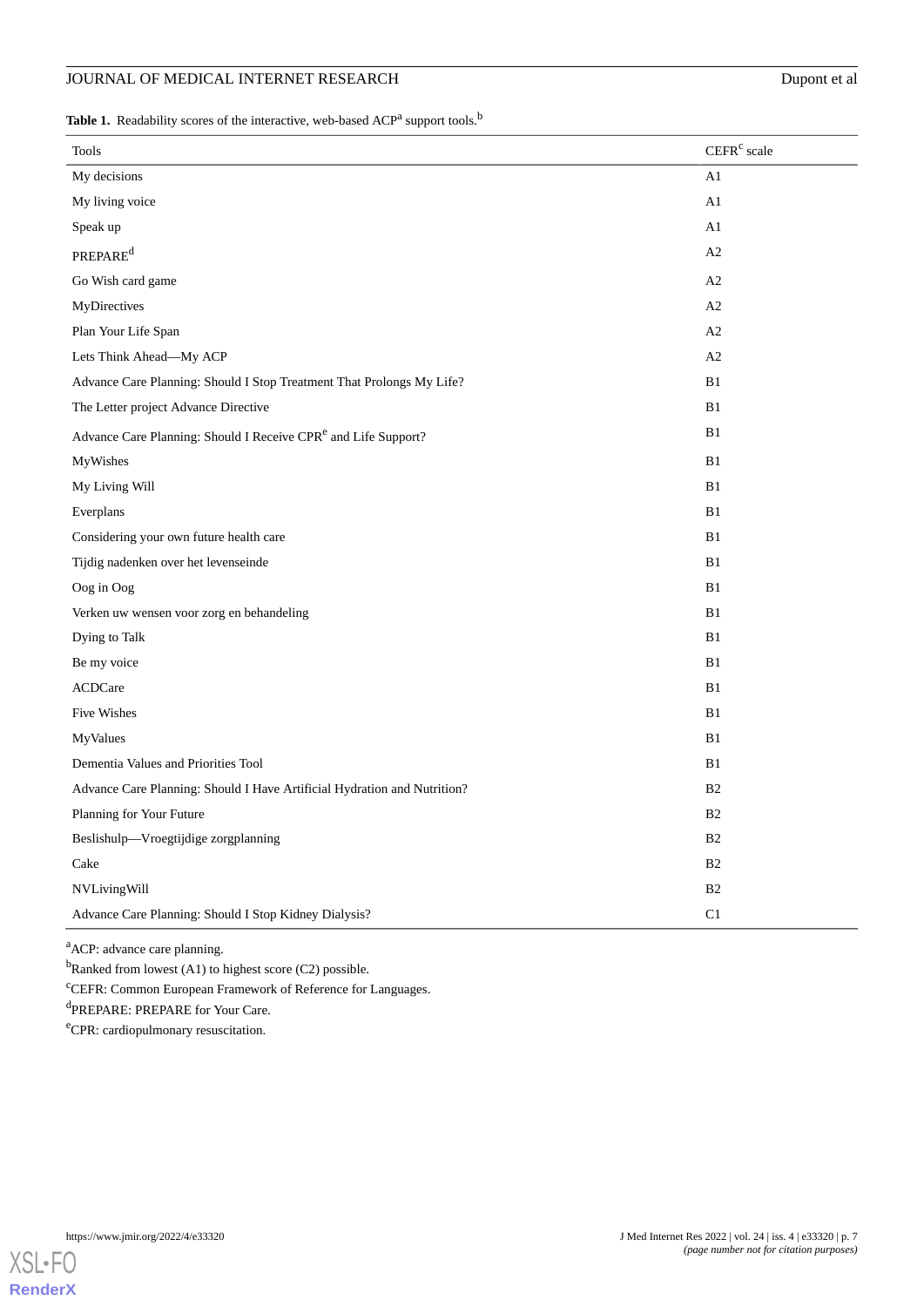**Table 1.** Readability scores of the interactive, web-based ACP[a] support tools.[b]

| Tools | CEFR[c] scale |
|---|---|
| My decisions | A1 |
| My living voice | A1 |
| Speak up | A1 |
| PREPARE[d] | A2 |
| Go Wish card game | A2 |
| MyDirectives | A2 |
| Plan Your Life Span | A2 |
| Lets Think Ahead—My ACP | A2 |
| Advance Care Planning: Should I Stop Treatment That Prolongs My Life? | B1 |
| The Letter project Advance Directive | B1 |
| Advance Care Planning: Should I Receive CPR[e] and Life Support? | B1 |
| MyWishes | B1 |
| My Living Will | B1 |
| Everplans | B1 |
| Considering your own future health care | B1 |
| Tijdig nadenken over het levenseinde | B1 |
| Oog in Oog | B1 |
| Verken uw wensen voor zorg en behandeling | B1 |
| Dying to Talk | B1 |
| Be my voice | B1 |
| ACDCare | B1 |
| Five Wishes | B1 |
| MyValues | B1 |
| Dementia Values and Priorities Tool | B1 |
| Advance Care Planning: Should I Have Artificial Hydration and Nutrition? | B2 |
| Planning for Your Future | B2 |
| Beslishulp—Vroegtijdige zorgplanning | B2 |
| Cake | B2 |
| NVLivingWill | B2 |
| Advance Care Planning: Should I Stop Kidney Dialysis? | C1 |

[a]ACP: advance care planning.

[b]Ranked from lowest (A1) to highest score (C2) possible.

[c]CEFR: Common European Framework of Reference for Languages.

[d]PREPARE: PREPARE for Your Care.

[e]CPR: cardiopulmonary resuscitation.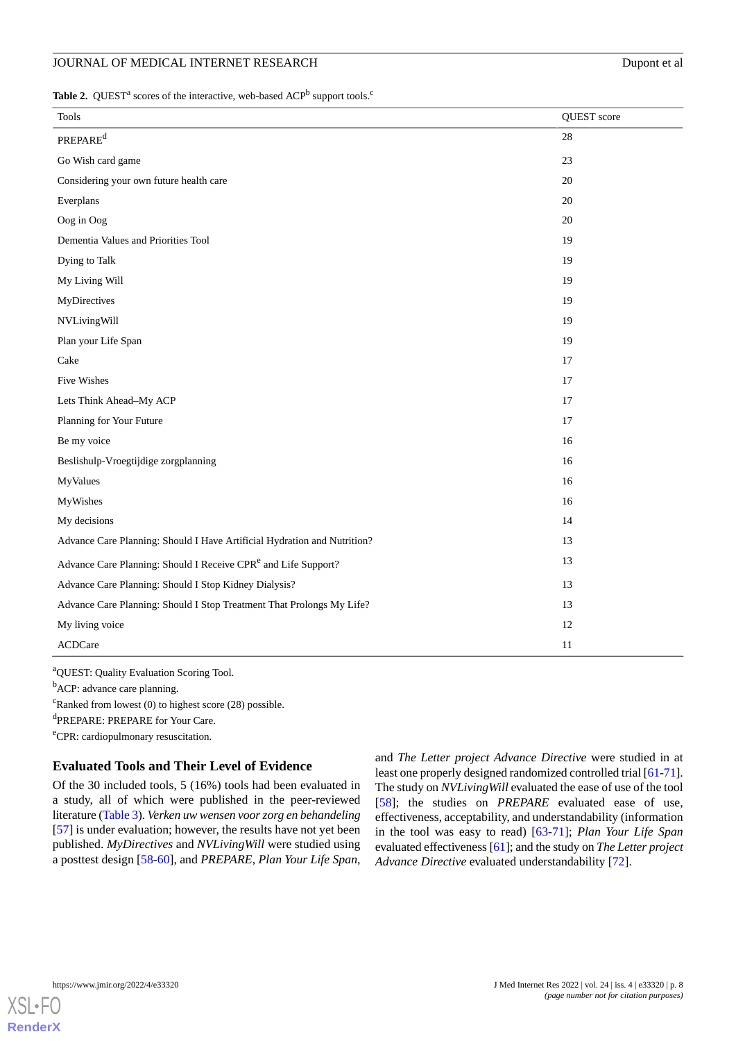**Table 2.** QUEST[a] scores of the interactive, web-based ACP[b] support tools.[c]

| Tools | QUEST score |
|---|---|
| PREPARE[d] | 28 |
| Go Wish card game | 23 |
| Considering your own future health care | 20 |
| Everplans | 20 |
| Oog in Oog | 20 |
| Dementia Values and Priorities Tool | 19 |
| Dying to Talk | 19 |
| My Living Will | 19 |
| MyDirectives | 19 |
| NVLivingWill | 19 |
| Plan your Life Span | 19 |
| Cake | 17 |
| Five Wishes | 17 |
| Lets Think Ahead–My ACP | 17 |
| Planning for Your Future | 17 |
| Be my voice | 16 |
| Beslishulp-Vroegtijdige zorgplanning | 16 |
| MyValues | 16 |
| MyWishes | 16 |
| My decisions | 14 |
| Advance Care Planning: Should I Have Artificial Hydration and Nutrition? | 13 |
| Advance Care Planning: Should I Receive CPR[e] and Life Support? | 13 |
| Advance Care Planning: Should I Stop Kidney Dialysis? | 13 |
| Advance Care Planning: Should I Stop Treatment That Prolongs My Life? | 13 |
| My living voice | 12 |
| ACDCare | 11 |

[a]QUEST: Quality Evaluation Scoring Tool.

[b]ACP: advance care planning.

[c]Ranked from lowest (0) to highest score (28) possible.

[d]PREPARE: PREPARE for Your Care.

[e]CPR: cardiopulmonary resuscitation.

## Evaluated Tools and Their Level of Evidence

Of the 30 included tools, 5 (16%) tools had been evaluated in a study, all of which were published in the peer-reviewed literature (Table 3). *Verken uw wensen voor zorg en behandeling* [57] is under evaluation; however, the results have not yet been published. *MyDirectives* and *NVLivingWill* were studied using a posttest design [58-60], and *PREPARE*, *Plan Your Life Span*, and *The Letter project Advance Directive* were studied in at least one properly designed randomized controlled trial [61-71]. The study on *NVLivingWill* evaluated the ease of use of the tool [58]; the studies on *PREPARE* evaluated ease of use, effectiveness, acceptability, and understandability (information in the tool was easy to read) [63-71]; *Plan Your Life Span* evaluated effectiveness [61]; and the study on *The Letter project Advance Directive* evaluated understandability [72].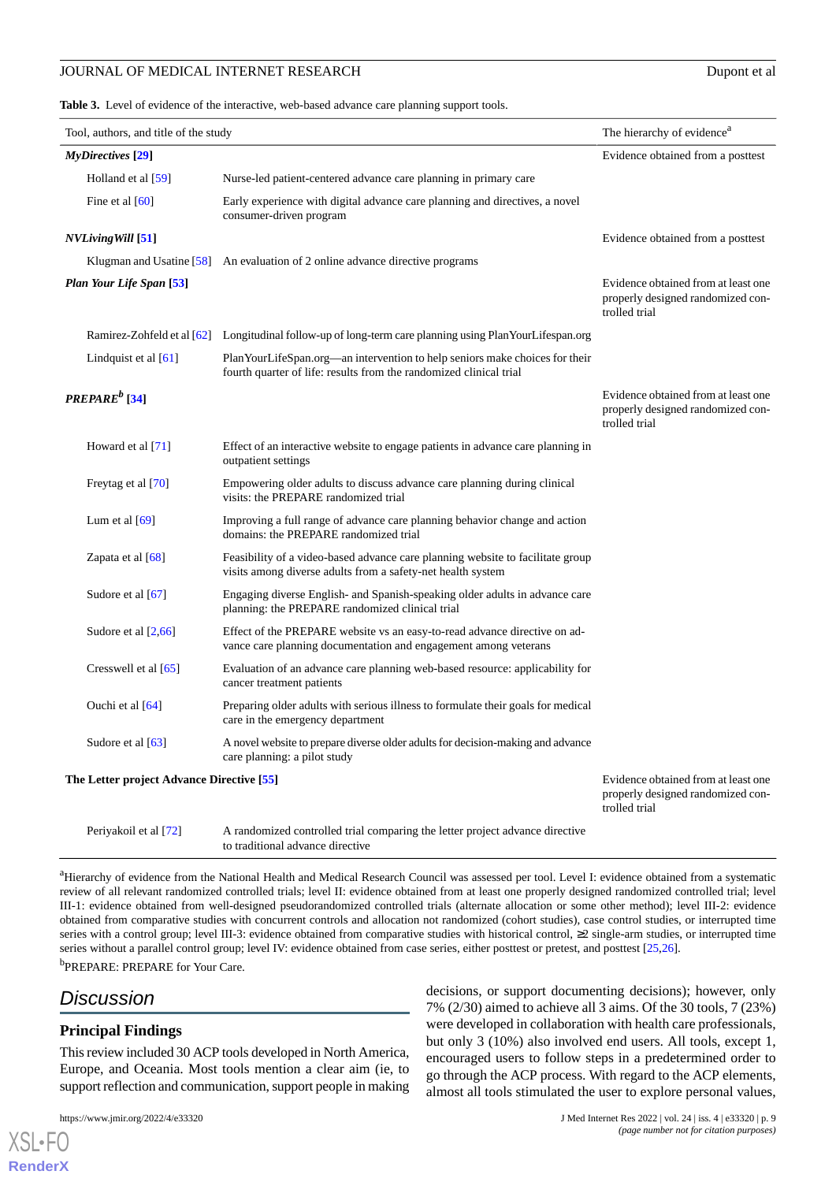**Table 3.** Level of evidence of the interactive, web-based advance care planning support tools.

| Tool, authors, and title of the study | | The hierarchy of evidence[a] |
|---|---|---|
| ***MyDirectives* [29]** | | Evidence obtained from a posttest |
| Holland et al [59] | Nurse-led patient-centered advance care planning in primary care | |
| Fine et al [60] | Early experience with digital advance care planning and directives, a novel consumer-driven program | |
| ***NVLivingWill* [51]** | | Evidence obtained from a posttest |
| Klugman and Usatine [58] | An evaluation of 2 online advance directive programs | |
| ***Plan Your Life Span* [53]** | | Evidence obtained from at least one properly designed randomized controlled trial |
| Ramirez-Zohfeld et al [62] | Longitudinal follow-up of long-term care planning using PlanYourLifespan.org | |
| Lindquist et al [61] | PlanYourLifeSpan.org—an intervention to help seniors make choices for their fourth quarter of life: results from the randomized clinical trial | |
| ***PREPARE*[b] [34]** | | Evidence obtained from at least one properly designed randomized controlled trial |
| Howard et al [71] | Effect of an interactive website to engage patients in advance care planning in outpatient settings | |
| Freytag et al [70] | Empowering older adults to discuss advance care planning during clinical visits: the PREPARE randomized trial | |
| Lum et al [69] | Improving a full range of advance care planning behavior change and action domains: the PREPARE randomized trial | |
| Zapata et al [68] | Feasibility of a video-based advance care planning website to facilitate group visits among diverse adults from a safety-net health system | |
| Sudore et al [67] | Engaging diverse English- and Spanish-speaking older adults in advance care planning: the PREPARE randomized clinical trial | |
| Sudore et al [2,66] | Effect of the PREPARE website vs an easy-to-read advance directive on advance care planning documentation and engagement among veterans | |
| Cresswell et al [65] | Evaluation of an advance care planning web-based resource: applicability for cancer treatment patients | |
| Ouchi et al [64] | Preparing older adults with serious illness to formulate their goals for medical care in the emergency department | |
| Sudore et al [63] | A novel website to prepare diverse older adults for decision-making and advance care planning: a pilot study | |
| **The Letter project Advance Directive [55]** | | Evidence obtained from at least one properly designed randomized controlled trial |
| Periyakoil et al [72] | A randomized controlled trial comparing the letter project advance directive to traditional advance directive | |

[a]Hierarchy of evidence from the National Health and Medical Research Council was assessed per tool. Level I: evidence obtained from a systematic review of all relevant randomized controlled trials; level II: evidence obtained from at least one properly designed randomized controlled trial; level III-1: evidence obtained from well-designed pseudorandomized controlled trials (alternate allocation or some other method); level III-2: evidence obtained from comparative studies with concurrent controls and allocation not randomized (cohort studies), case control studies, or interrupted time series with a control group; level III-3: evidence obtained from comparative studies with historical control, ≥2 single-arm studies, or interrupted time series without a parallel control group; level IV: evidence obtained from case series, either posttest or pretest, and posttest [25,26].

[b]PREPARE: PREPARE for Your Care.

## Discussion

### Principal Findings

This review included 30 ACP tools developed in North America, Europe, and Oceania. Most tools mention a clear aim (ie, to support reflection and communication, support people in making decisions, or support documenting decisions); however, only 7% (2/30) aimed to achieve all 3 aims. Of the 30 tools, 7 (23%) were developed in collaboration with health care professionals, but only 3 (10%) also involved end users. All tools, except 1, encouraged users to follow steps in a predetermined order to go through the ACP process. With regard to the ACP elements, almost all tools stimulated the user to explore personal values,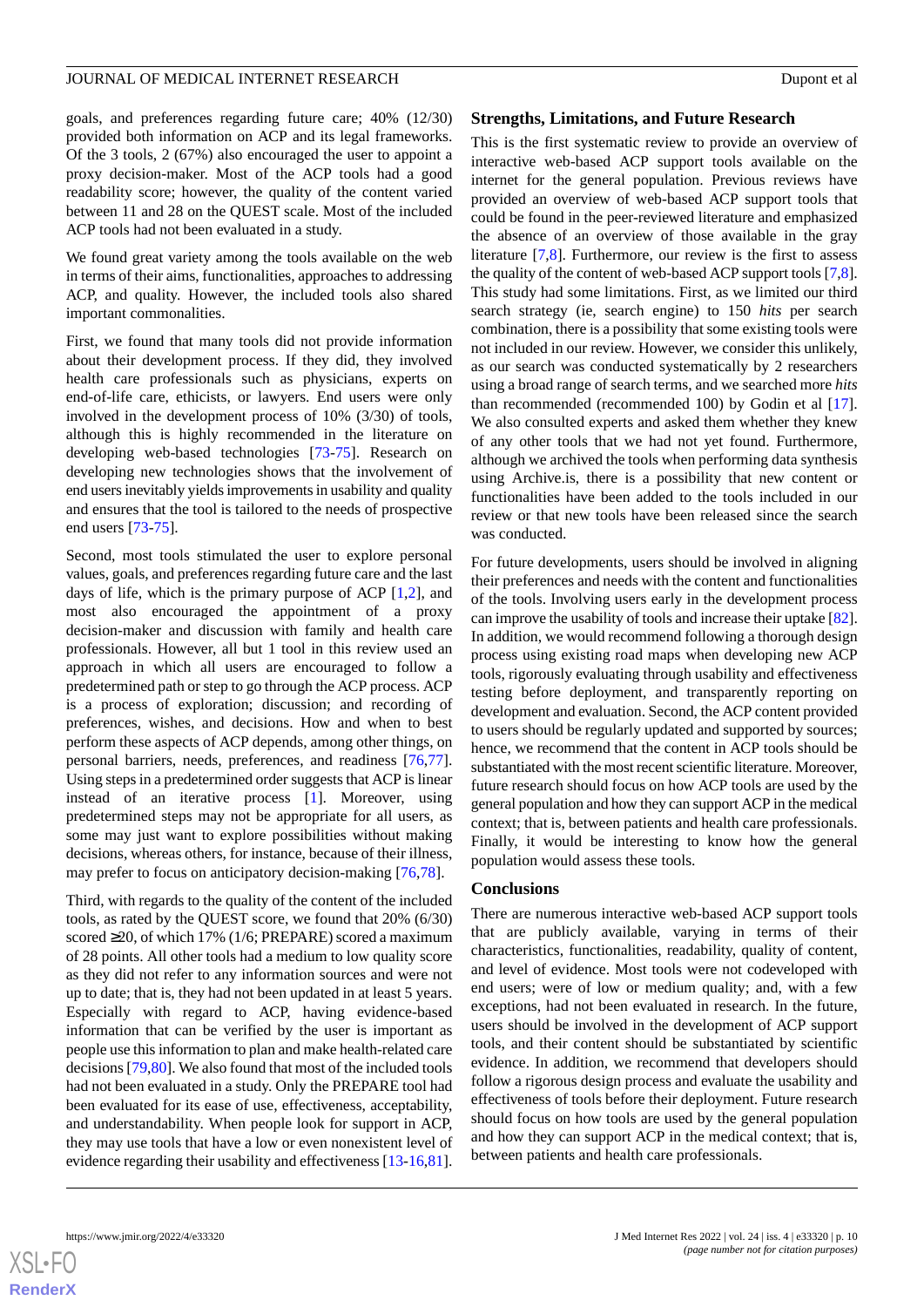goals, and preferences regarding future care; 40% (12/30) provided both information on ACP and its legal frameworks. Of the 3 tools, 2 (67%) also encouraged the user to appoint a proxy decision-maker. Most of the ACP tools had a good readability score; however, the quality of the content varied between 11 and 28 on the QUEST scale. Most of the included ACP tools had not been evaluated in a study.

We found great variety among the tools available on the web in terms of their aims, functionalities, approaches to addressing ACP, and quality. However, the included tools also shared important commonalities.

First, we found that many tools did not provide information about their development process. If they did, they involved health care professionals such as physicians, experts on end-of-life care, ethicists, or lawyers. End users were only involved in the development process of 10% (3/30) of tools, although this is highly recommended in the literature on developing web-based technologies [73-75]. Research on developing new technologies shows that the involvement of end users inevitably yields improvements in usability and quality and ensures that the tool is tailored to the needs of prospective end users [73-75].

Second, most tools stimulated the user to explore personal values, goals, and preferences regarding future care and the last days of life, which is the primary purpose of ACP [1,2], and most also encouraged the appointment of a proxy decision-maker and discussion with family and health care professionals. However, all but 1 tool in this review used an approach in which all users are encouraged to follow a predetermined path or step to go through the ACP process. ACP is a process of exploration; discussion; and recording of preferences, wishes, and decisions. How and when to best perform these aspects of ACP depends, among other things, on personal barriers, needs, preferences, and readiness [76,77]. Using steps in a predetermined order suggests that ACP is linear instead of an iterative process [1]. Moreover, using predetermined steps may not be appropriate for all users, as some may just want to explore possibilities without making decisions, whereas others, for instance, because of their illness, may prefer to focus on anticipatory decision-making [76,78].

Third, with regards to the quality of the content of the included tools, as rated by the QUEST score, we found that 20% (6/30) scored ≥20, of which 17% (1/6; PREPARE) scored a maximum of 28 points. All other tools had a medium to low quality score as they did not refer to any information sources and were not up to date; that is, they had not been updated in at least 5 years. Especially with regard to ACP, having evidence-based information that can be verified by the user is important as people use this information to plan and make health-related care decisions [79,80]. We also found that most of the included tools had not been evaluated in a study. Only the PREPARE tool had been evaluated for its ease of use, effectiveness, acceptability, and understandability. When people look for support in ACP, they may use tools that have a low or even nonexistent level of evidence regarding their usability and effectiveness [13-16,81].

## Strengths, Limitations, and Future Research

This is the first systematic review to provide an overview of interactive web-based ACP support tools available on the internet for the general population. Previous reviews have provided an overview of web-based ACP support tools that could be found in the peer-reviewed literature and emphasized the absence of an overview of those available in the gray literature [7,8]. Furthermore, our review is the first to assess the quality of the content of web-based ACP support tools [7,8]. This study had some limitations. First, as we limited our third search strategy (ie, search engine) to 150 *hits* per search combination, there is a possibility that some existing tools were not included in our review. However, we consider this unlikely, as our search was conducted systematically by 2 researchers using a broad range of search terms, and we searched more *hits* than recommended (recommended 100) by Godin et al [17]. We also consulted experts and asked them whether they knew of any other tools that we had not yet found. Furthermore, although we archived the tools when performing data synthesis using Archive.is, there is a possibility that new content or functionalities have been added to the tools included in our review or that new tools have been released since the search was conducted.

For future developments, users should be involved in aligning their preferences and needs with the content and functionalities of the tools. Involving users early in the development process can improve the usability of tools and increase their uptake [82]. In addition, we would recommend following a thorough design process using existing road maps when developing new ACP tools, rigorously evaluating through usability and effectiveness testing before deployment, and transparently reporting on development and evaluation. Second, the ACP content provided to users should be regularly updated and supported by sources; hence, we recommend that the content in ACP tools should be substantiated with the most recent scientific literature. Moreover, future research should focus on how ACP tools are used by the general population and how they can support ACP in the medical context; that is, between patients and health care professionals. Finally, it would be interesting to know how the general population would assess these tools.

## Conclusions

There are numerous interactive web-based ACP support tools that are publicly available, varying in terms of their characteristics, functionalities, readability, quality of content, and level of evidence. Most tools were not codeveloped with end users; were of low or medium quality; and, with a few exceptions, had not been evaluated in research. In the future, users should be involved in the development of ACP support tools, and their content should be substantiated by scientific evidence. In addition, we recommend that developers should follow a rigorous design process and evaluate the usability and effectiveness of tools before their deployment. Future research should focus on how tools are used by the general population and how they can support ACP in the medical context; that is, between patients and health care professionals.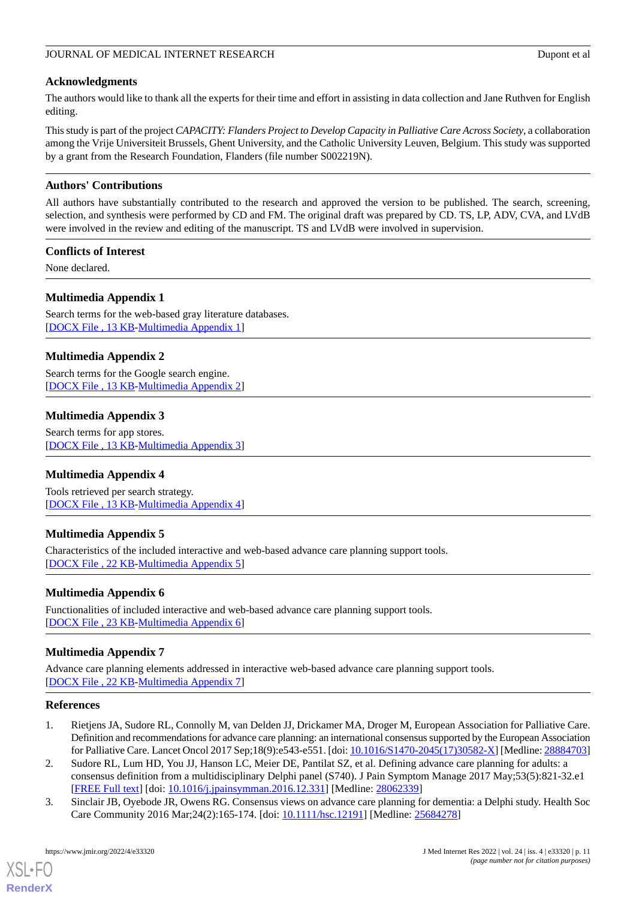## Acknowledgments

The authors would like to thank all the experts for their time and effort in assisting in data collection and Jane Ruthven for English editing.

This study is part of the project *CAPACITY: Flanders Project to Develop Capacity in Palliative Care Across Society*, a collaboration among the Vrije Universiteit Brussels, Ghent University, and the Catholic University Leuven, Belgium. This study was supported by a grant from the Research Foundation, Flanders (file number S002219N).

## Authors' Contributions

All authors have substantially contributed to the research and approved the version to be published. The search, screening, selection, and synthesis were performed by CD and FM. The original draft was prepared by CD. TS, LP, ADV, CVA, and LVdB were involved in the review and editing of the manuscript. TS and LVdB were involved in supervision.

## Conflicts of Interest

None declared.

## Multimedia Appendix 1

Search terms for the web-based gray literature databases.
[DOCX File , 13 KB-Multimedia Appendix 1]

## Multimedia Appendix 2

Search terms for the Google search engine.
[DOCX File , 13 KB-Multimedia Appendix 2]

## Multimedia Appendix 3

Search terms for app stores.
[DOCX File , 13 KB-Multimedia Appendix 3]

## Multimedia Appendix 4

Tools retrieved per search strategy.
[DOCX File , 13 KB-Multimedia Appendix 4]

## Multimedia Appendix 5

Characteristics of the included interactive and web-based advance care planning support tools.
[DOCX File , 22 KB-Multimedia Appendix 5]

## Multimedia Appendix 6

Functionalities of included interactive and web-based advance care planning support tools.
[DOCX File , 23 KB-Multimedia Appendix 6]

## Multimedia Appendix 7

Advance care planning elements addressed in interactive web-based advance care planning support tools.
[DOCX File , 22 KB-Multimedia Appendix 7]

## References

1. Rietjens JA, Sudore RL, Connolly M, van Delden JJ, Drickamer MA, Droger M, European Association for Palliative Care. Definition and recommendations for advance care planning: an international consensus supported by the European Association for Palliative Care. Lancet Oncol 2017 Sep;18(9):e543-e551. [doi: 10.1016/S1470-2045(17)30582-X] [Medline: 28884703]
2. Sudore RL, Lum HD, You JJ, Hanson LC, Meier DE, Pantilat SZ, et al. Defining advance care planning for adults: a consensus definition from a multidisciplinary Delphi panel (S740). J Pain Symptom Manage 2017 May;53(5):821-32.e1 [FREE Full text] [doi: 10.1016/j.jpainsymman.2016.12.331] [Medline: 28062339]
3. Sinclair JB, Oyebode JR, Owens RG. Consensus views on advance care planning for dementia: a Delphi study. Health Soc Care Community 2016 Mar;24(2):165-174. [doi: 10.1111/hsc.12191] [Medline: 25684278]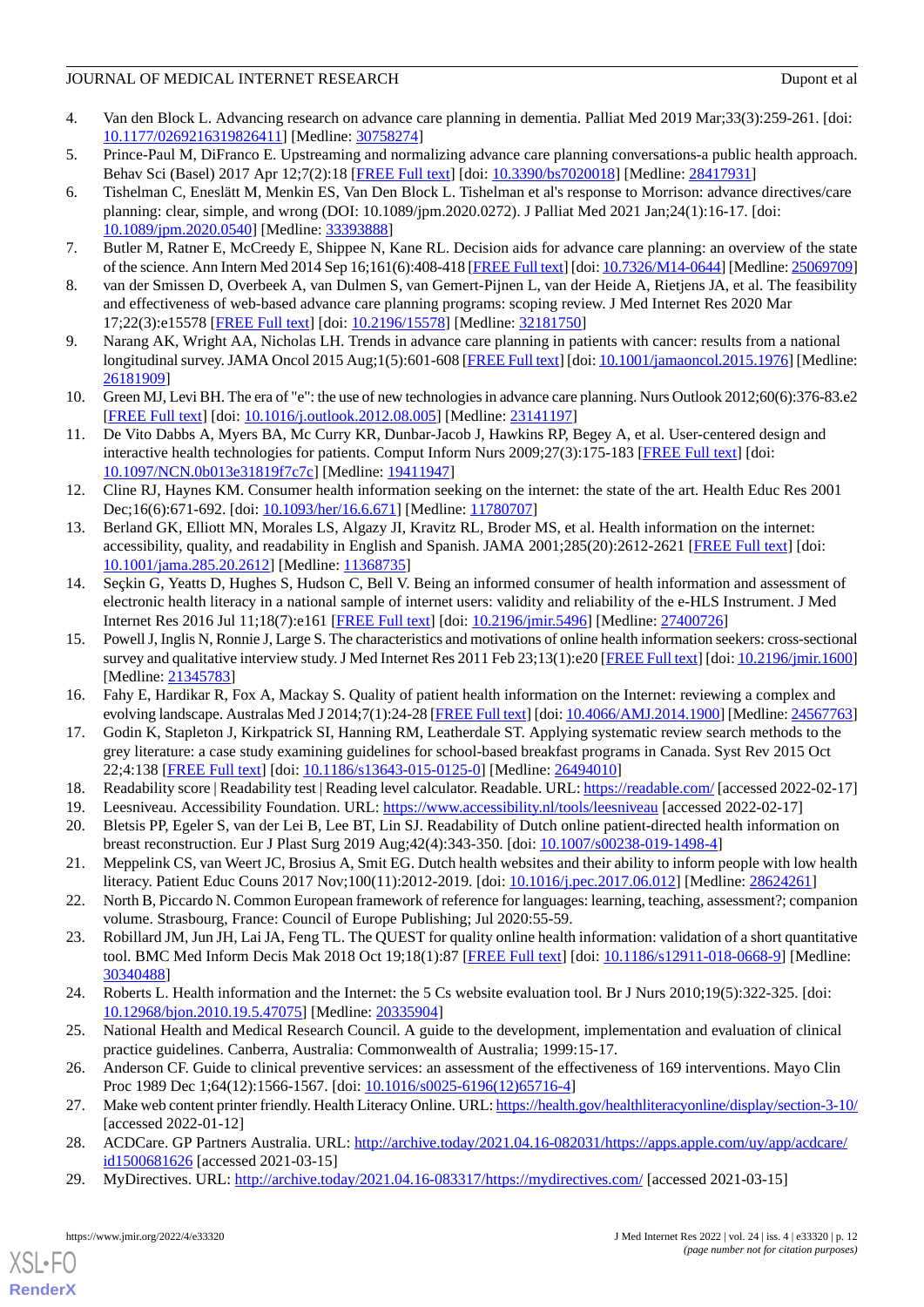4. Van den Block L. Advancing research on advance care planning in dementia. Palliat Med 2019 Mar;33(3):259-261. [doi: 10.1177/0269216319826411] [Medline: 30758274]
5. Prince-Paul M, DiFranco E. Upstreaming and normalizing advance care planning conversations-a public health approach. Behav Sci (Basel) 2017 Apr 12;7(2):18 [FREE Full text] [doi: 10.3390/bs7020018] [Medline: 28417931]
6. Tishelman C, Eneslätt M, Menkin ES, Van Den Block L. Tishelman et al's response to Morrison: advance directives/care planning: clear, simple, and wrong (DOI: 10.1089/jpm.2020.0272). J Palliat Med 2021 Jan;24(1):16-17. [doi: 10.1089/jpm.2020.0540] [Medline: 33393888]
7. Butler M, Ratner E, McCreedy E, Shippee N, Kane RL. Decision aids for advance care planning: an overview of the state of the science. Ann Intern Med 2014 Sep 16;161(6):408-418 [FREE Full text] [doi: 10.7326/M14-0644] [Medline: 25069709]
8. van der Smissen D, Overbeek A, van Dulmen S, van Gemert-Pijnen L, van der Heide A, Rietjens JA, et al. The feasibility and effectiveness of web-based advance care planning programs: scoping review. J Med Internet Res 2020 Mar 17;22(3):e15578 [FREE Full text] [doi: 10.2196/15578] [Medline: 32181750]
9. Narang AK, Wright AA, Nicholas LH. Trends in advance care planning in patients with cancer: results from a national longitudinal survey. JAMA Oncol 2015 Aug;1(5):601-608 [FREE Full text] [doi: 10.1001/jamaoncol.2015.1976] [Medline: 26181909]
10. Green MJ, Levi BH. The era of "e": the use of new technologies in advance care planning. Nurs Outlook 2012;60(6):376-83.e2 [FREE Full text] [doi: 10.1016/j.outlook.2012.08.005] [Medline: 23141197]
11. De Vito Dabbs A, Myers BA, Mc Curry KR, Dunbar-Jacob J, Hawkins RP, Begey A, et al. User-centered design and interactive health technologies for patients. Comput Inform Nurs 2009;27(3):175-183 [FREE Full text] [doi: 10.1097/NCN.0b013e31819f7c7c] [Medline: 19411947]
12. Cline RJ, Haynes KM. Consumer health information seeking on the internet: the state of the art. Health Educ Res 2001 Dec;16(6):671-692. [doi: 10.1093/her/16.6.671] [Medline: 11780707]
13. Berland GK, Elliott MN, Morales LS, Algazy JI, Kravitz RL, Broder MS, et al. Health information on the internet: accessibility, quality, and readability in English and Spanish. JAMA 2001;285(20):2612-2621 [FREE Full text] [doi: 10.1001/jama.285.20.2612] [Medline: 11368735]
14. Seçkin G, Yeatts D, Hughes S, Hudson C, Bell V. Being an informed consumer of health information and assessment of electronic health literacy in a national sample of internet users: validity and reliability of the e-HLS Instrument. J Med Internet Res 2016 Jul 11;18(7):e161 [FREE Full text] [doi: 10.2196/jmir.5496] [Medline: 27400726]
15. Powell J, Inglis N, Ronnie J, Large S. The characteristics and motivations of online health information seekers: cross-sectional survey and qualitative interview study. J Med Internet Res 2011 Feb 23;13(1):e20 [FREE Full text] [doi: 10.2196/jmir.1600] [Medline: 21345783]
16. Fahy E, Hardikar R, Fox A, Mackay S. Quality of patient health information on the Internet: reviewing a complex and evolving landscape. Australas Med J 2014;7(1):24-28 [FREE Full text] [doi: 10.4066/AMJ.2014.1900] [Medline: 24567763]
17. Godin K, Stapleton J, Kirkpatrick SI, Hanning RM, Leatherdale ST. Applying systematic review search methods to the grey literature: a case study examining guidelines for school-based breakfast programs in Canada. Syst Rev 2015 Oct 22;4:138 [FREE Full text] [doi: 10.1186/s13643-015-0125-0] [Medline: 26494010]
18. Readability score | Readability test | Reading level calculator. Readable. URL: https://readable.com/ [accessed 2022-02-17]
19. Leesniveau. Accessibility Foundation. URL: https://www.accessibility.nl/tools/leesniveau [accessed 2022-02-17]
20. Bletsis PP, Egeler S, van der Lei B, Lee BT, Lin SJ. Readability of Dutch online patient-directed health information on breast reconstruction. Eur J Plast Surg 2019 Aug;42(4):343-350. [doi: 10.1007/s00238-019-1498-4]
21. Meppelink CS, van Weert JC, Brosius A, Smit EG. Dutch health websites and their ability to inform people with low health literacy. Patient Educ Couns 2017 Nov;100(11):2012-2019. [doi: 10.1016/j.pec.2017.06.012] [Medline: 28624261]
22. North B, Piccardo N. Common European framework of reference for languages: learning, teaching, assessment?; companion volume. Strasbourg, France: Council of Europe Publishing; Jul 2020:55-59.
23. Robillard JM, Jun JH, Lai JA, Feng TL. The QUEST for quality online health information: validation of a short quantitative tool. BMC Med Inform Decis Mak 2018 Oct 19;18(1):87 [FREE Full text] [doi: 10.1186/s12911-018-0668-9] [Medline: 30340488]
24. Roberts L. Health information and the Internet: the 5 Cs website evaluation tool. Br J Nurs 2010;19(5):322-325. [doi: 10.12968/bjon.2010.19.5.47075] [Medline: 20335904]
25. National Health and Medical Research Council. A guide to the development, implementation and evaluation of clinical practice guidelines. Canberra, Australia: Commonwealth of Australia; 1999:15-17.
26. Anderson CF. Guide to clinical preventive services: an assessment of the effectiveness of 169 interventions. Mayo Clin Proc 1989 Dec 1;64(12):1566-1567. [doi: 10.1016/s0025-6196(12)65716-4]
27. Make web content printer friendly. Health Literacy Online. URL: https://health.gov/healthliteracyonline/display/section-3-10/ [accessed 2022-01-12]
28. ACDCare. GP Partners Australia. URL: http://archive.today/2021.04.16-082031/https://apps.apple.com/uy/app/acdcare/id1500681626 [accessed 2021-03-15]
29. MyDirectives. URL: http://archive.today/2021.04.16-083317/https://mydirectives.com/ [accessed 2021-03-15]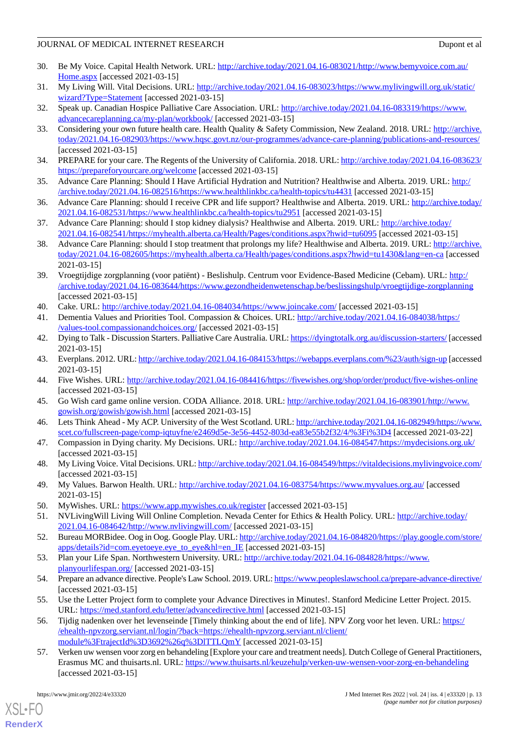30. Be My Voice. Capital Health Network. URL: http://archive.today/2021.04.16-083021/http://www.bemyvoice.com.au/Home.aspx [accessed 2021-03-15]
31. My Living Will. Vital Decisions. URL: http://archive.today/2021.04.16-083023/https://www.mylivingwill.org.uk/static/wizard?Type=Statement [accessed 2021-03-15]
32. Speak up. Canadian Hospice Palliative Care Association. URL: http://archive.today/2021.04.16-083319/https://www.advancecareplanning.ca/my-plan/workbook/ [accessed 2021-03-15]
33. Considering your own future health care. Health Quality & Safety Commission, New Zealand. 2018. URL: http://archive.today/2021.04.16-082903/https://www.hqsc.govt.nz/our-programmes/advance-care-planning/publications-and-resources/ [accessed 2021-03-15]
34. PREPARE for your care. The Regents of the University of California. 2018. URL: http://archive.today/2021.04.16-083623/https://prepareforyourcare.org/welcome [accessed 2021-03-15]
35. Advance Care Planning: Should I Have Artificial Hydration and Nutrition? Healthwise and Alberta. 2019. URL: http://archive.today/2021.04.16-082516/https://www.healthlinkbc.ca/health-topics/tu4431 [accessed 2021-03-15]
36. Advance Care Planning: should I receive CPR and life support? Healthwise and Alberta. 2019. URL: http://archive.today/2021.04.16-082531/https://www.healthlinkbc.ca/health-topics/tu2951 [accessed 2021-03-15]
37. Advance Care Planning: should I stop kidney dialysis? Healthwise and Alberta. 2019. URL: http://archive.today/2021.04.16-082541/https://myhealth.alberta.ca/Health/Pages/conditions.aspx?hwid=tu6095 [accessed 2021-03-15]
38. Advance Care Planning: should I stop treatment that prolongs my life? Healthwise and Alberta. 2019. URL: http://archive.today/2021.04.16-082605/https://myhealth.alberta.ca/Health/pages/conditions.aspx?hwid=tu1430&lang=en-ca [accessed 2021-03-15]
39. Vroegtijdige zorgplanning (voor patiënt) - Beslishulp. Centrum voor Evidence-Based Medicine (Cebam). URL: http://archive.today/2021.04.16-083644/https://www.gezondheidenwetenschap.be/beslissingshulp/vroegtijdige-zorgplanning [accessed 2021-03-15]
40. Cake. URL: http://archive.today/2021.04.16-084034/https://www.joincake.com/ [accessed 2021-03-15]
41. Dementia Values and Priorities Tool. Compassion & Choices. URL: http://archive.today/2021.04.16-084038/https://values-tool.compassionandchoices.org/ [accessed 2021-03-15]
42. Dying to Talk - Discussion Starters. Palliative Care Australia. URL: https://dyingtotalk.org.au/discussion-starters/ [accessed 2021-03-15]
43. Everplans. 2012. URL: http://archive.today/2021.04.16-084153/https://webapps.everplans.com/%23/auth/sign-up [accessed 2021-03-15]
44. Five Wishes. URL: http://archive.today/2021.04.16-084416/https://fivewishes.org/shop/order/product/five-wishes-online [accessed 2021-03-15]
45. Go Wish card game online version. CODA Alliance. 2018. URL: http://archive.today/2021.04.16-083901/http://www.gowish.org/gowish/gowish.html [accessed 2021-03-15]
46. Lets Think Ahead - My ACP. University of the West Scotland. URL: http://archive.today/2021.04.16-082949/https://www.scet.co/fullscreen-page/comp-iqtuyfne/e2469d5e-3e56-4452-803d-ea83e55b2f32/4/%3Fi%3D4 [accessed 2021-03-22]
47. Compassion in Dying charity. My Decisions. URL: http://archive.today/2021.04.16-084547/https://mydecisions.org.uk/ [accessed 2021-03-15]
48. My Living Voice. Vital Decisions. URL: http://archive.today/2021.04.16-084549/https://vitaldecisions.mylivingvoice.com/ [accessed 2021-03-15]
49. My Values. Barwon Health. URL: http://archive.today/2021.04.16-083754/https://www.myvalues.org.au/ [accessed 2021-03-15]
50. MyWishes. URL: https://www.app.mywishes.co.uk/register [accessed 2021-03-15]
51. NVLivingWill Living Will Online Completion. Nevada Center for Ethics & Health Policy. URL: http://archive.today/2021.04.16-084642/http://www.nvlivingwill.com/ [accessed 2021-03-15]
52. Bureau MORBidee. Oog in Oog. Google Play. URL: http://archive.today/2021.04.16-084820/https://play.google.com/store/apps/details?id=com.eyetoeye.eye_to_eye&hl=en_IE [accessed 2021-03-15]
53. Plan your Life Span. Northwestern University. URL: http://archive.today/2021.04.16-084828/https://www.planyourlifespan.org/ [accessed 2021-03-15]
54. Prepare an advance directive. People's Law School. 2019. URL: https://www.peopleslawschool.ca/prepare-advance-directive/ [accessed 2021-03-15]
55. Use the Letter Project form to complete your Advance Directives in Minutes!. Stanford Medicine Letter Project. 2015. URL: https://med.stanford.edu/letter/advancedirective.html [accessed 2021-03-15]
56. Tijdig nadenken over het levenseinde [Timely thinking about the end of life]. NPV Zorg voor het leven. URL: https://ehealth-npvzorg.serviant.nl/login/?back=https://ehealth-npvzorg.serviant.nl/client/module%3FtrajectId%3D3692%26q%3DlTTLQmY [accessed 2021-03-15]
57. Verken uw wensen voor zorg en behandeling [Explore your care and treatment needs]. Dutch College of General Practitioners, Erasmus MC and thuisarts.nl. URL: https://www.thuisarts.nl/keuzehulp/verken-uw-wensen-voor-zorg-en-behandeling [accessed 2021-03-15]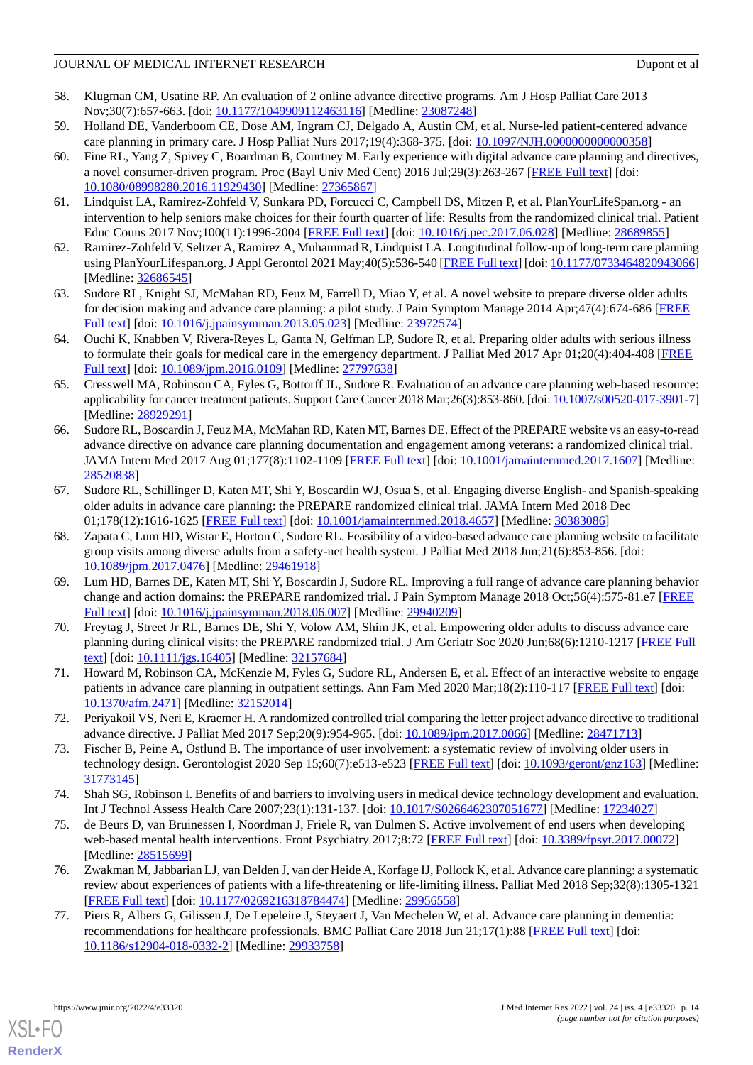58. Klugman CM, Usatine RP. An evaluation of 2 online advance directive programs. Am J Hosp Palliat Care 2013 Nov;30(7):657-663. [doi: 10.1177/1049909112463116] [Medline: 23087248]
59. Holland DE, Vanderboom CE, Dose AM, Ingram CJ, Delgado A, Austin CM, et al. Nurse-led patient-centered advance care planning in primary care. J Hosp Palliat Nurs 2017;19(4):368-375. [doi: 10.1097/NJH.0000000000000358]
60. Fine RL, Yang Z, Spivey C, Boardman B, Courtney M. Early experience with digital advance care planning and directives, a novel consumer-driven program. Proc (Bayl Univ Med Cent) 2016 Jul;29(3):263-267 [FREE Full text] [doi: 10.1080/08998280.2016.11929430] [Medline: 27365867]
61. Lindquist LA, Ramirez-Zohfeld V, Sunkara PD, Forcucci C, Campbell DS, Mitzen P, et al. PlanYourLifeSpan.org - an intervention to help seniors make choices for their fourth quarter of life: Results from the randomized clinical trial. Patient Educ Couns 2017 Nov;100(11):1996-2004 [FREE Full text] [doi: 10.1016/j.pec.2017.06.028] [Medline: 28689855]
62. Ramirez-Zohfeld V, Seltzer A, Ramirez A, Muhammad R, Lindquist LA. Longitudinal follow-up of long-term care planning using PlanYourLifespan.org. J Appl Gerontol 2021 May;40(5):536-540 [FREE Full text] [doi: 10.1177/0733464820943066] [Medline: 32686545]
63. Sudore RL, Knight SJ, McMahan RD, Feuz M, Farrell D, Miao Y, et al. A novel website to prepare diverse older adults for decision making and advance care planning: a pilot study. J Pain Symptom Manage 2014 Apr;47(4):674-686 [FREE Full text] [doi: 10.1016/j.jpainsymman.2013.05.023] [Medline: 23972574]
64. Ouchi K, Knabben V, Rivera-Reyes L, Ganta N, Gelfman LP, Sudore R, et al. Preparing older adults with serious illness to formulate their goals for medical care in the emergency department. J Palliat Med 2017 Apr 01;20(4):404-408 [FREE Full text] [doi: 10.1089/jpm.2016.0109] [Medline: 27797638]
65. Cresswell MA, Robinson CA, Fyles G, Bottorff JL, Sudore R. Evaluation of an advance care planning web-based resource: applicability for cancer treatment patients. Support Care Cancer 2018 Mar;26(3):853-860. [doi: 10.1007/s00520-017-3901-7] [Medline: 28929291]
66. Sudore RL, Boscardin J, Feuz MA, McMahan RD, Katen MT, Barnes DE. Effect of the PREPARE website vs an easy-to-read advance directive on advance care planning documentation and engagement among veterans: a randomized clinical trial. JAMA Intern Med 2017 Aug 01;177(8):1102-1109 [FREE Full text] [doi: 10.1001/jamainternmed.2017.1607] [Medline: 28520838]
67. Sudore RL, Schillinger D, Katen MT, Shi Y, Boscardin WJ, Osua S, et al. Engaging diverse English- and Spanish-speaking older adults in advance care planning: the PREPARE randomized clinical trial. JAMA Intern Med 2018 Dec 01;178(12):1616-1625 [FREE Full text] [doi: 10.1001/jamainternmed.2018.4657] [Medline: 30383086]
68. Zapata C, Lum HD, Wistar E, Horton C, Sudore RL. Feasibility of a video-based advance care planning website to facilitate group visits among diverse adults from a safety-net health system. J Palliat Med 2018 Jun;21(6):853-856. [doi: 10.1089/jpm.2017.0476] [Medline: 29461918]
69. Lum HD, Barnes DE, Katen MT, Shi Y, Boscardin J, Sudore RL. Improving a full range of advance care planning behavior change and action domains: the PREPARE randomized trial. J Pain Symptom Manage 2018 Oct;56(4):575-81.e7 [FREE Full text] [doi: 10.1016/j.jpainsymman.2018.06.007] [Medline: 29940209]
70. Freytag J, Street Jr RL, Barnes DE, Shi Y, Volow AM, Shim JK, et al. Empowering older adults to discuss advance care planning during clinical visits: the PREPARE randomized trial. J Am Geriatr Soc 2020 Jun;68(6):1210-1217 [FREE Full text] [doi: 10.1111/jgs.16405] [Medline: 32157684]
71. Howard M, Robinson CA, McKenzie M, Fyles G, Sudore RL, Andersen E, et al. Effect of an interactive website to engage patients in advance care planning in outpatient settings. Ann Fam Med 2020 Mar;18(2):110-117 [FREE Full text] [doi: 10.1370/afm.2471] [Medline: 32152014]
72. Periyakoil VS, Neri E, Kraemer H. A randomized controlled trial comparing the letter project advance directive to traditional advance directive. J Palliat Med 2017 Sep;20(9):954-965. [doi: 10.1089/jpm.2017.0066] [Medline: 28471713]
73. Fischer B, Peine A, Östlund B. The importance of user involvement: a systematic review of involving older users in technology design. Gerontologist 2020 Sep 15;60(7):e513-e523 [FREE Full text] [doi: 10.1093/geront/gnz163] [Medline: 31773145]
74. Shah SG, Robinson I. Benefits of and barriers to involving users in medical device technology development and evaluation. Int J Technol Assess Health Care 2007;23(1):131-137. [doi: 10.1017/S0266462307051677] [Medline: 17234027]
75. de Beurs D, van Bruinessen I, Noordman J, Friele R, van Dulmen S. Active involvement of end users when developing web-based mental health interventions. Front Psychiatry 2017;8:72 [FREE Full text] [doi: 10.3389/fpsyt.2017.00072] [Medline: 28515699]
76. Zwakman M, Jabbarian LJ, van Delden J, van der Heide A, Korfage IJ, Pollock K, et al. Advance care planning: a systematic review about experiences of patients with a life-threatening or life-limiting illness. Palliat Med 2018 Sep;32(8):1305-1321 [FREE Full text] [doi: 10.1177/0269216318784474] [Medline: 29956558]
77. Piers R, Albers G, Gilissen J, De Lepeleire J, Steyaert J, Van Mechelen W, et al. Advance care planning in dementia: recommendations for healthcare professionals. BMC Palliat Care 2018 Jun 21;17(1):88 [FREE Full text] [doi: 10.1186/s12904-018-0332-2] [Medline: 29933758]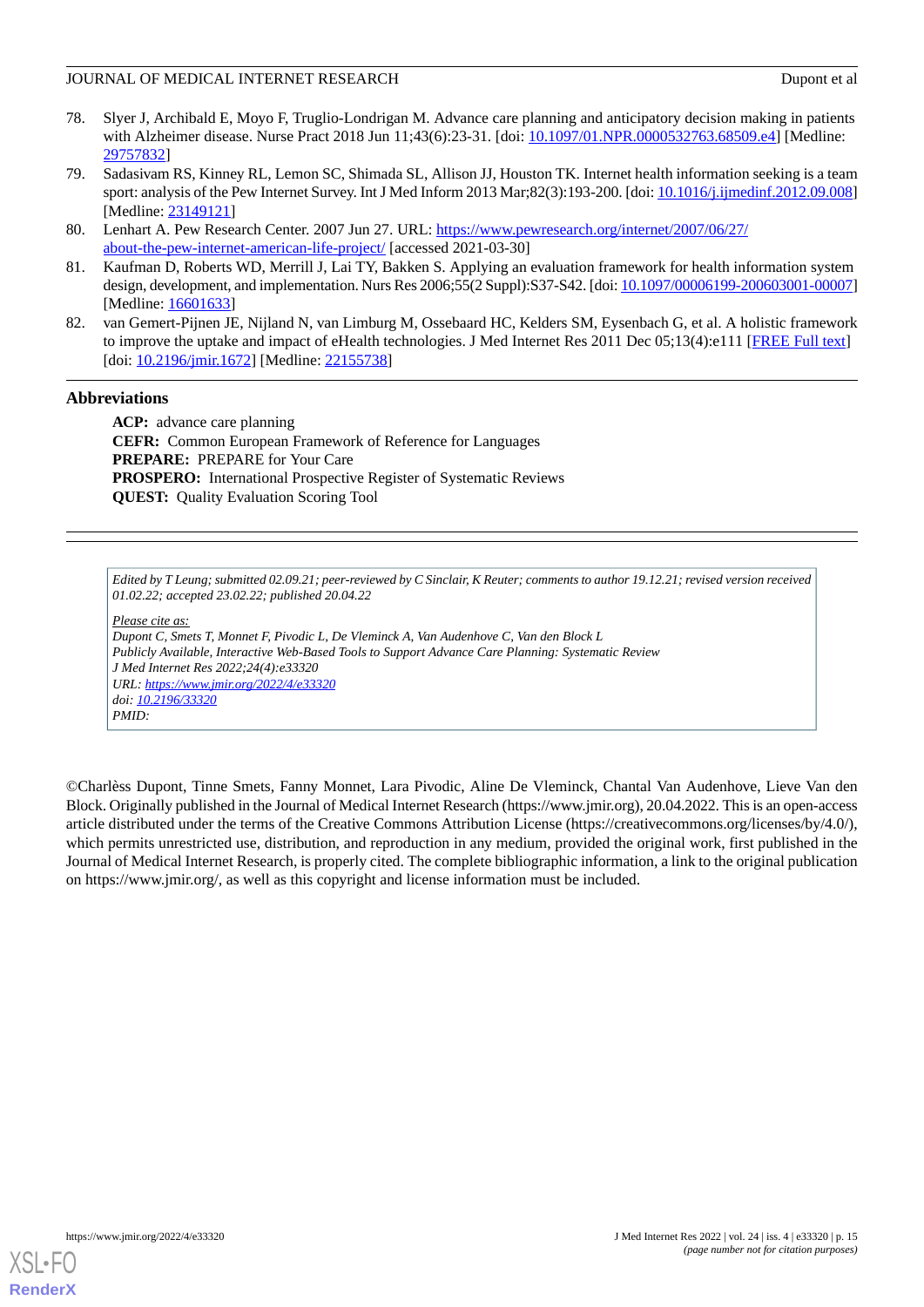78. Slyer J, Archibald E, Moyo F, Truglio-Londrigan M. Advance care planning and anticipatory decision making in patients with Alzheimer disease. Nurse Pract 2018 Jun 11;43(6):23-31. [doi: 10.1097/01.NPR.0000532763.68509.e4] [Medline: 29757832]
79. Sadasivam RS, Kinney RL, Lemon SC, Shimada SL, Allison JJ, Houston TK. Internet health information seeking is a team sport: analysis of the Pew Internet Survey. Int J Med Inform 2013 Mar;82(3):193-200. [doi: 10.1016/j.ijmedinf.2012.09.008] [Medline: 23149121]
80. Lenhart A. Pew Research Center. 2007 Jun 27. URL: https://www.pewresearch.org/internet/2007/06/27/about-the-pew-internet-american-life-project/ [accessed 2021-03-30]
81. Kaufman D, Roberts WD, Merrill J, Lai TY, Bakken S. Applying an evaluation framework for health information system design, development, and implementation. Nurs Res 2006;55(2 Suppl):S37-S42. [doi: 10.1097/00006199-200603001-00007] [Medline: 16601633]
82. van Gemert-Pijnen JE, Nijland N, van Limburg M, Ossebaard HC, Kelders SM, Eysenbach G, et al. A holistic framework to improve the uptake and impact of eHealth technologies. J Med Internet Res 2011 Dec 05;13(4):e111 [FREE Full text] [doi: 10.2196/jmir.1672] [Medline: 22155738]

## Abbreviations

**ACP:** advance care planning
**CEFR:** Common European Framework of Reference for Languages
**PREPARE:** PREPARE for Your Care
**PROSPERO:** International Prospective Register of Systematic Reviews
**QUEST:** Quality Evaluation Scoring Tool

---

*Edited by T Leung; submitted 02.09.21; peer-reviewed by C Sinclair, K Reuter; comments to author 19.12.21; revised version received 01.02.22; accepted 23.02.22; published 20.04.22*

*Please cite as:*
*Dupont C, Smets T, Monnet F, Pivodic L, De Vleminck A, Van Audenhove C, Van den Block L*
*Publicly Available, Interactive Web-Based Tools to Support Advance Care Planning: Systematic Review*
*J Med Internet Res 2022;24(4):e33320*
*URL: https://www.jmir.org/2022/4/e33320*
*doi: 10.2196/33320*
*PMID:*

©Charlèss Dupont, Tinne Smets, Fanny Monnet, Lara Pivodic, Aline De Vleminck, Chantal Van Audenhove, Lieve Van den Block. Originally published in the Journal of Medical Internet Research (https://www.jmir.org), 20.04.2022. This is an open-access article distributed under the terms of the Creative Commons Attribution License (https://creativecommons.org/licenses/by/4.0/), which permits unrestricted use, distribution, and reproduction in any medium, provided the original work, first published in the Journal of Medical Internet Research, is properly cited. The complete bibliographic information, a link to the original publication on https://www.jmir.org/, as well as this copyright and license information must be included.